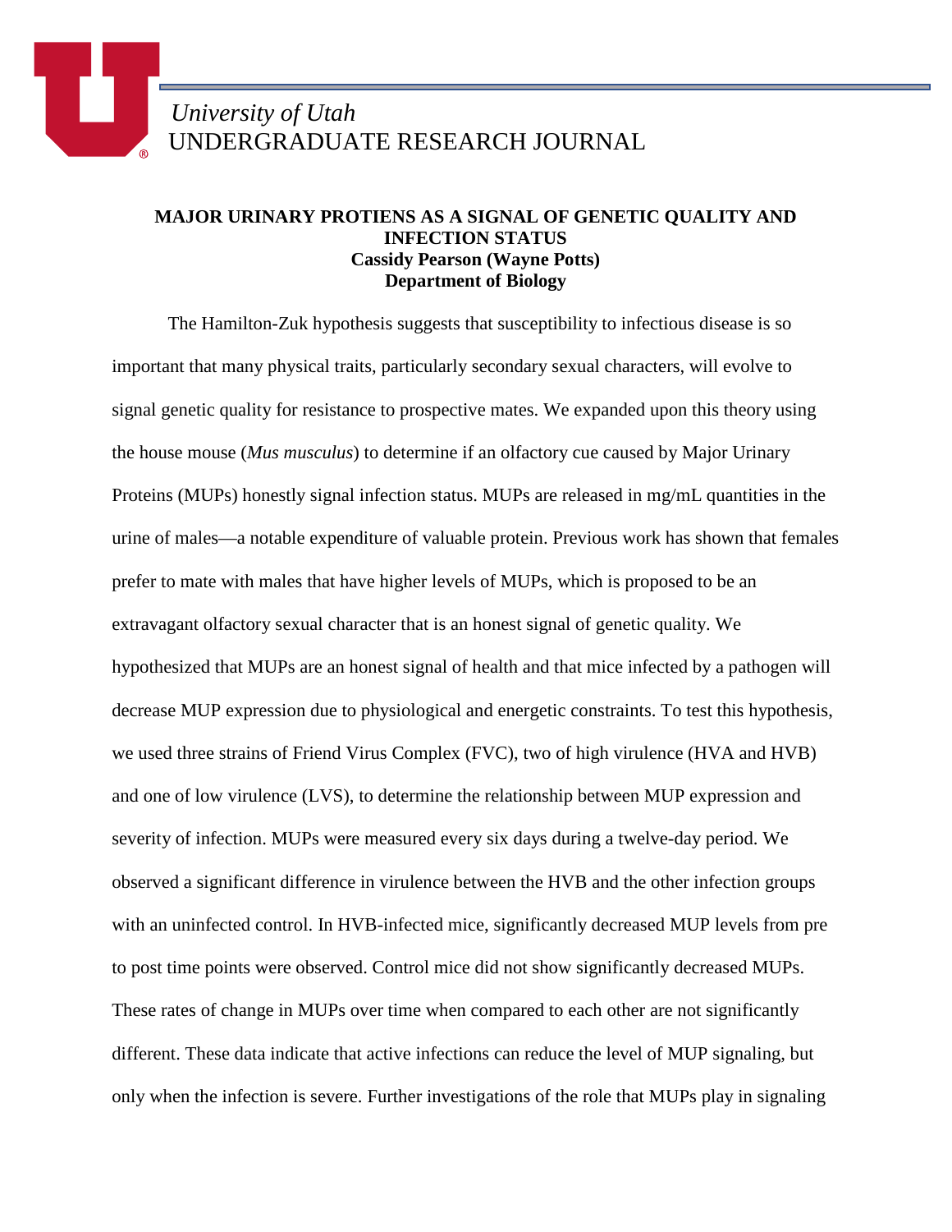*University of Utah*
UNDERGRADUATE RESEARCH JOURNAL

**MAJOR URINARY PROTIENS AS A SIGNAL OF GENETIC QUALITY AND INFECTION STATUS**
**Cassidy Pearson (Wayne Potts)**
**Department of Biology**

The Hamilton-Zuk hypothesis suggests that susceptibility to infectious disease is so important that many physical traits, particularly secondary sexual characters, will evolve to signal genetic quality for resistance to prospective mates. We expanded upon this theory using the house mouse (*Mus musculus*) to determine if an olfactory cue caused by Major Urinary Proteins (MUPs) honestly signal infection status. MUPs are released in mg/mL quantities in the urine of males—a notable expenditure of valuable protein. Previous work has shown that females prefer to mate with males that have higher levels of MUPs, which is proposed to be an extravagant olfactory sexual character that is an honest signal of genetic quality. We hypothesized that MUPs are an honest signal of health and that mice infected by a pathogen will decrease MUP expression due to physiological and energetic constraints. To test this hypothesis, we used three strains of Friend Virus Complex (FVC), two of high virulence (HVA and HVB) and one of low virulence (LVS), to determine the relationship between MUP expression and severity of infection. MUPs were measured every six days during a twelve-day period. We observed a significant difference in virulence between the HVB and the other infection groups with an uninfected control. In HVB-infected mice, significantly decreased MUP levels from pre to post time points were observed. Control mice did not show significantly decreased MUPs. These rates of change in MUPs over time when compared to each other are not significantly different. These data indicate that active infections can reduce the level of MUP signaling, but only when the infection is severe. Further investigations of the role that MUPs play in signaling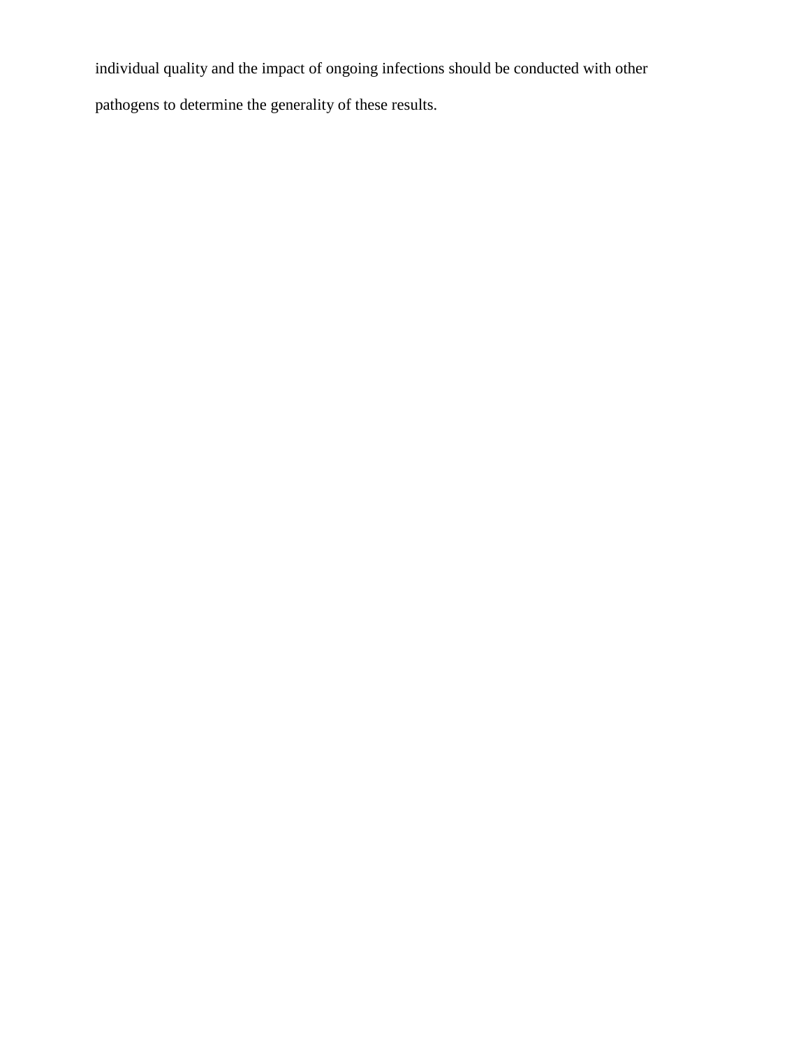individual quality and the impact of ongoing infections should be conducted with other pathogens to determine the generality of these results.